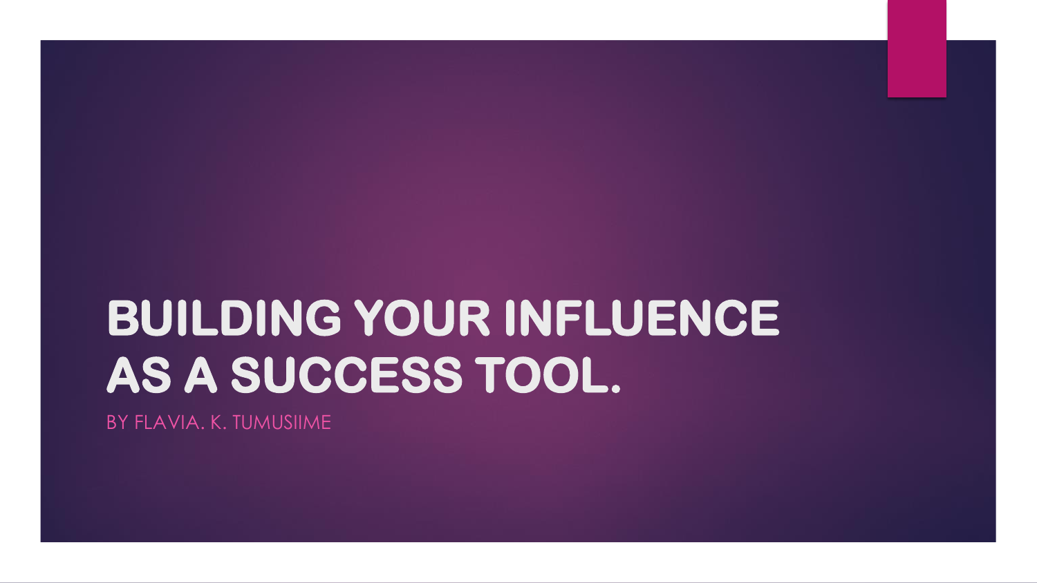# BUILDING YOUR INFLUENCE AS A SUCCESS TOOL.

BY FLAVIA. K. TUMUSIIME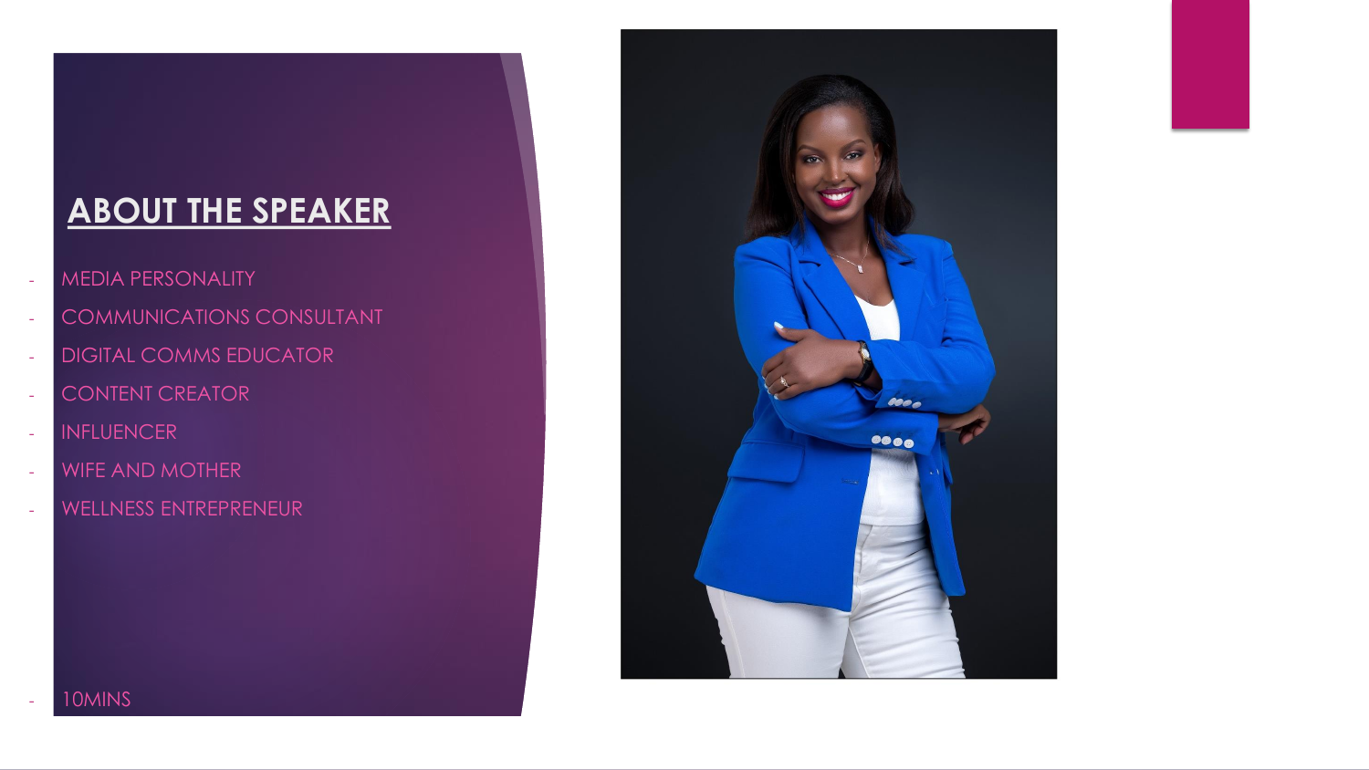## ABOUT THE SPEAKER

- MEDIA PERSONALITY
- COMMUNICATIONS CONSULTANT
- DIGITAL COMMS EDUCATOR
- CONTENT CREATOR
- INFLUENCER
- WIFE AND MOTHER
- WELLNESS ENTREPRENEUR

- 10MINS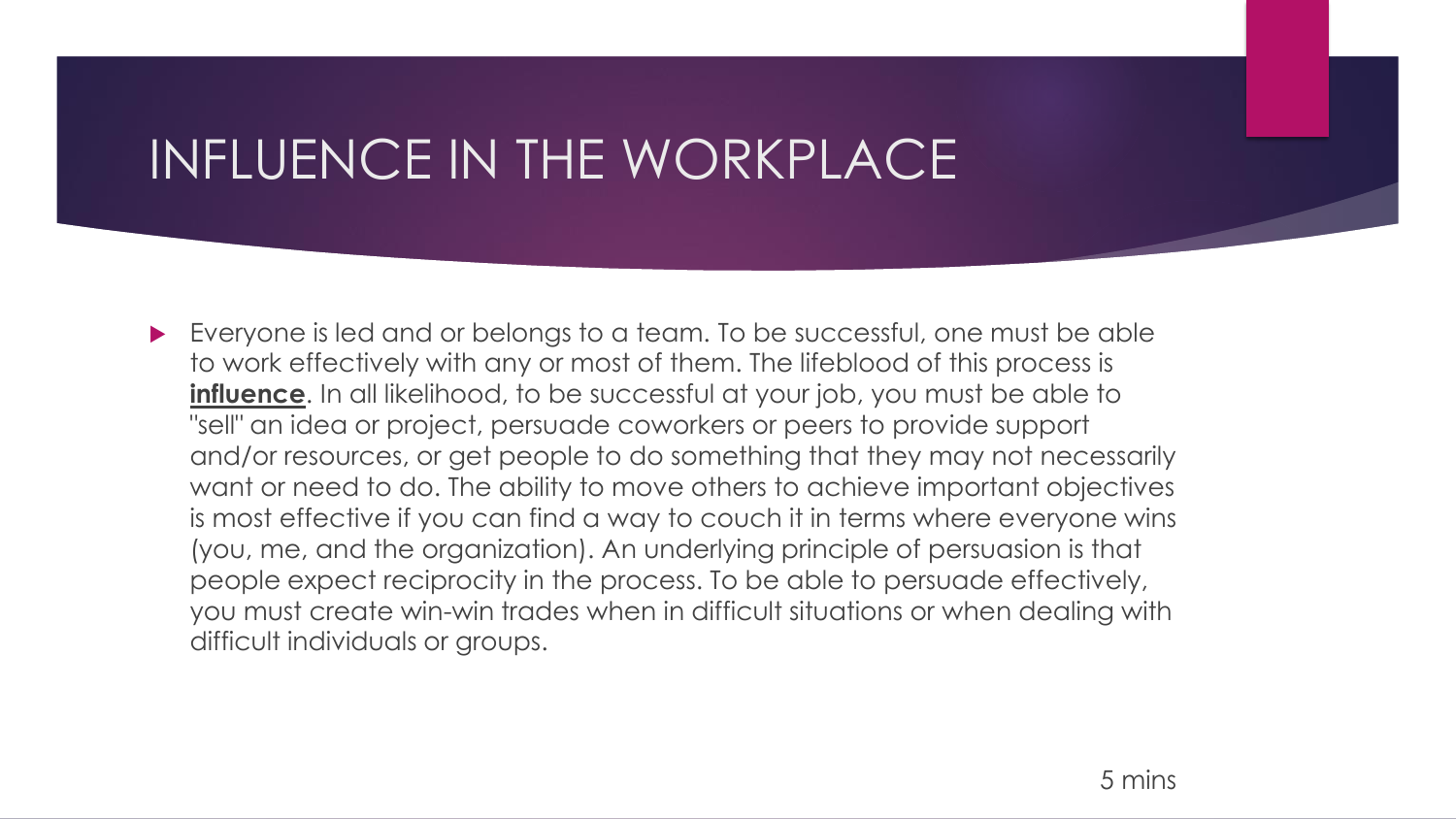# INFLUENCE IN THE WORKPLACE

- Everyone is led and or belongs to a team. To be successful, one must be able to work effectively with any or most of them. The lifeblood of this process is **influence**. In all likelihood, to be successful at your job, you must be able to "sell" an idea or project, persuade coworkers or peers to provide support and/or resources, or get people to do something that they may not necessarily want or need to do. The ability to move others to achieve important objectives is most effective if you can find a way to couch it in terms where everyone wins (you, me, and the organization). An underlying principle of persuasion is that people expect reciprocity in the process. To be able to persuade effectively, you must create win-win trades when in difficult situations or when dealing with difficult individuals or groups.

5 mins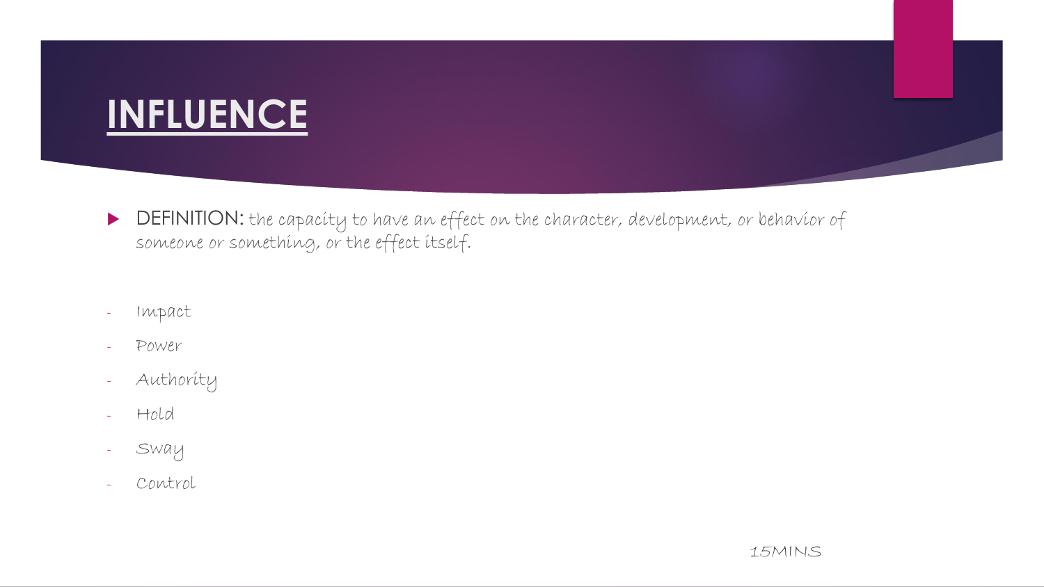# INFLUENCE

- DEFINITION: the capacity to have an effect on the character, development, or behavior of someone or something, or the effect itself.

- Impact
- Power
- Authority
- Hold
- Sway
- Control

15MINS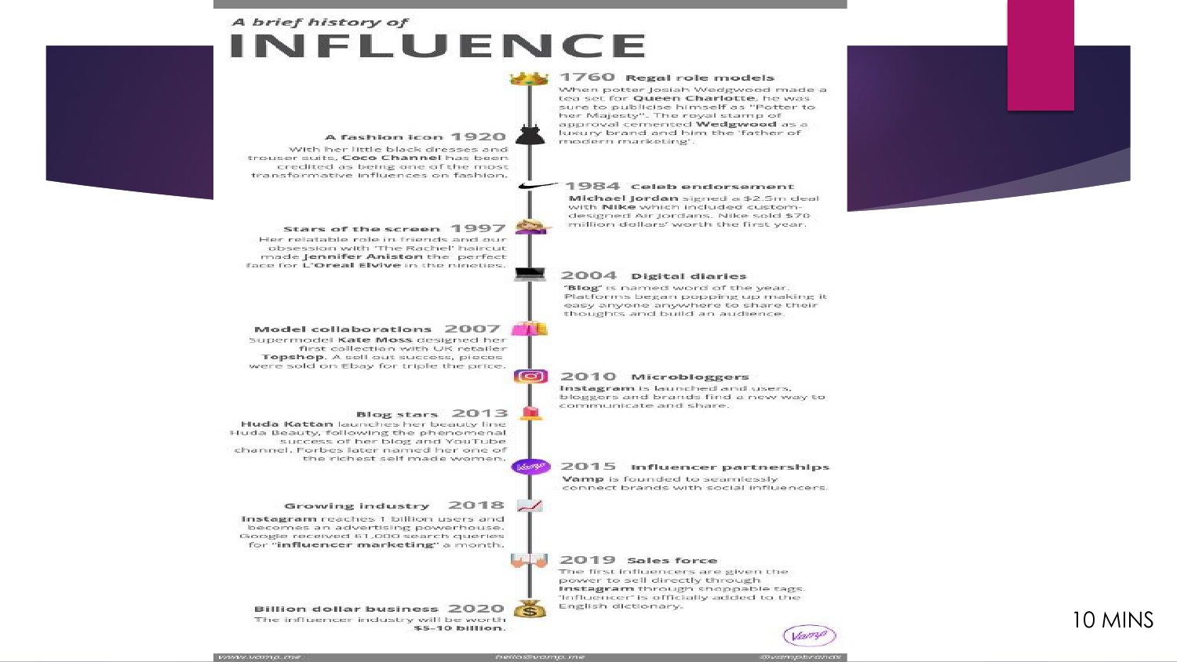*A brief history of*

# INFLUENCE

**1760 Regal role models**

When potter Josiah Wedgwood made a tea set for **Queen Charlotte**, he was sure to publicise himself as "Potter to her Majesty". The royal stamp of approval cemented **Wedgwood** as a luxury brand and him the 'father of modern marketing'.

**A fashion icon 1920**

With her little black dresses and trouser suits, **Coco Channel** has been credited as being one of the most transformative influences on fashion.

**1984 Celeb endorsement**

**Michael Jordan** signed a $2.5m deal with **Nike** which included custom-designed Air Jordans. Nike sold $70 million dollars' worth the first year.

**Stars of the screen 1997**

Her relatable role in friends and our obsession with 'The Rachel' haircut made **Jennifer Aniston** the perfect face for **L'Oreal Elvive** in the nineties.

**2004 Digital diaries**

"**Blog**" is named word of the year. Platforms began popping up making it easy anyone anywhere to share their thoughts and build an audience.

**Model collaborations 2007**

Supermodel **Kate Moss** designed her first collection with UK retailer **Topshop**. A sell out success, pieces were sold on Ebay for triple the price.

**2010 Microbloggers**

**Instagram** is launched and users, bloggers and brands find a new way to communicate and share.

**Blog stars 2013**

**Huda Kattan** launches her beauty line Huda Beauty, following the phenomenal success of her blog and YouTube channel. Forbes later named her one of the richest self made women.

**2015 Influencer partnerships**

**Vamp** is founded to seamlessly connect brands with social influencers.

**Growing industry 2018**

**Instagram** reaches 1 billion users and becomes an advertising powerhouse. Google received 61,000 search queries for "**influencer marketing**" a month.

**2019 Sales force**

The first influencers are given the power to sell directly through **Instagram** through shoppable tags. "Influencer" is officially added to the English dictionary.

**Billion dollar business 2020**

The influencer industry will be worth **$5-10 billion.**

www.vamp.me hello@vamp.me @vampbrands

10 MINS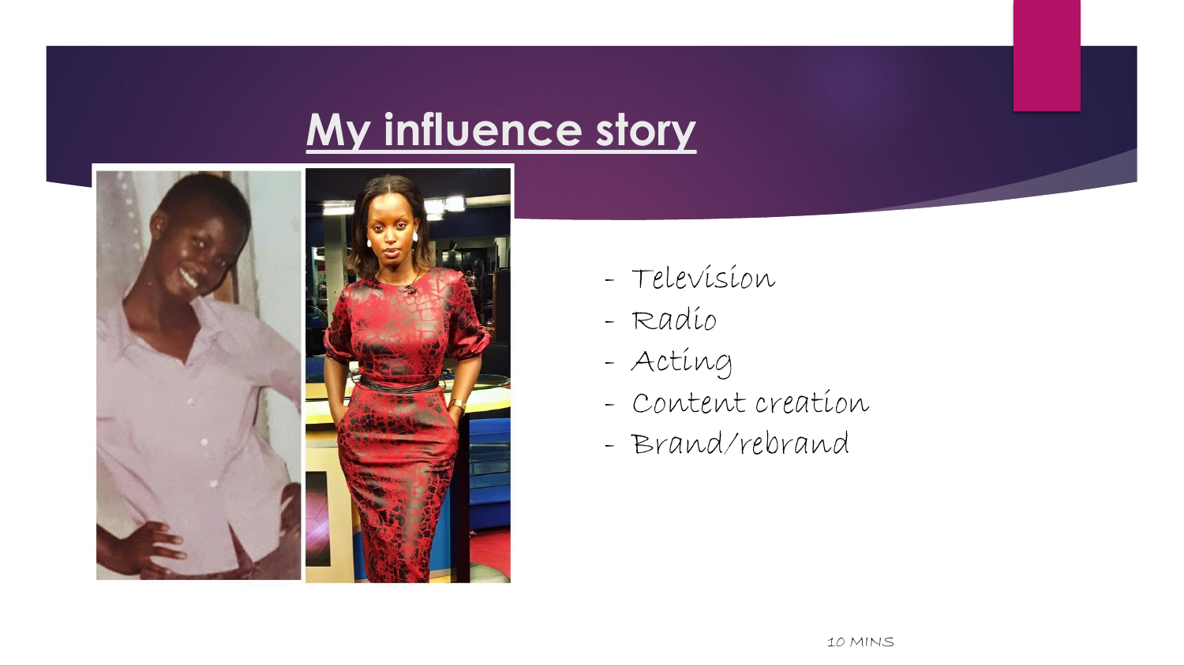# My influence story

- Television
- Radio
- Acting
- Content creation
- Brand/rebrand

10 MINS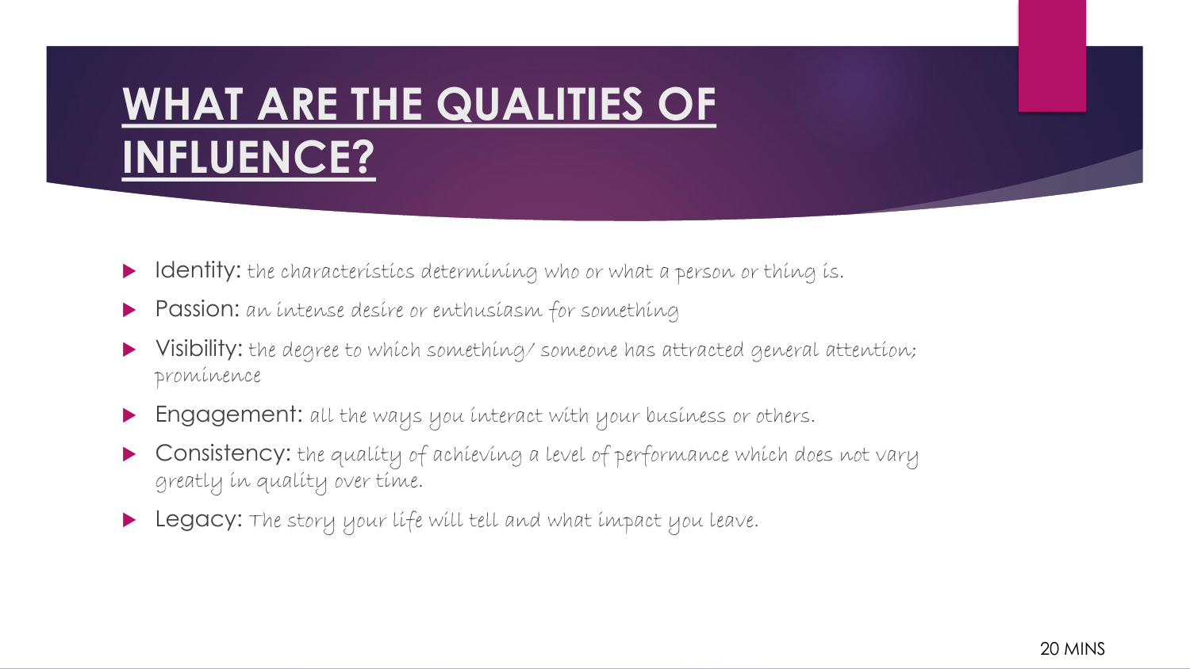# WHAT ARE THE QUALITIES OF INFLUENCE?

- Identity: *the characteristics determining who or what a person or thing is.*
- Passion: *an intense desire or enthusiasm for something*
- Visibility: *the degree to which something/ someone has attracted general attention; prominence*
- Engagement: *all the ways you interact with your business or others.*
- Consistency: *the quality of achieving a level of performance which does not vary greatly in quality over time.*
- Legacy: *The story your life will tell and what impact you leave.*

20 MINS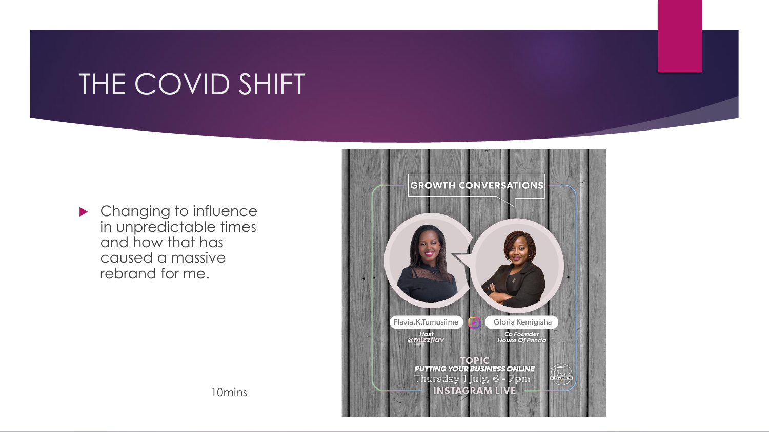# THE COVID SHIFT

- Changing to influence in unpredictable times and how that has caused a massive rebrand for me.

10mins

GROWTH CONVERSATIONS

Flavia.K.Tumusiime
*Host*
*@mizzflav*

Gloria Kemigisha
*Co Founder*
*House Of Penda*

TOPIC
***PUTTING YOUR BUSINESS ONLINE***
Thursday 1 July, 6 - 7pm
INSTAGRAM LIVE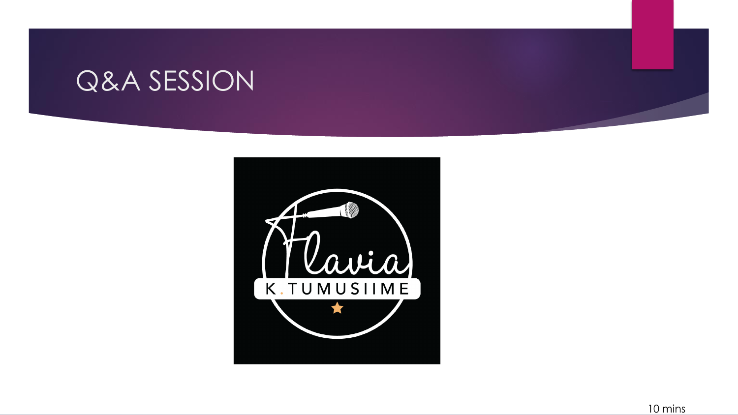# Q&A SESSION

Flavia

K.TUMUSIIME

10 mins